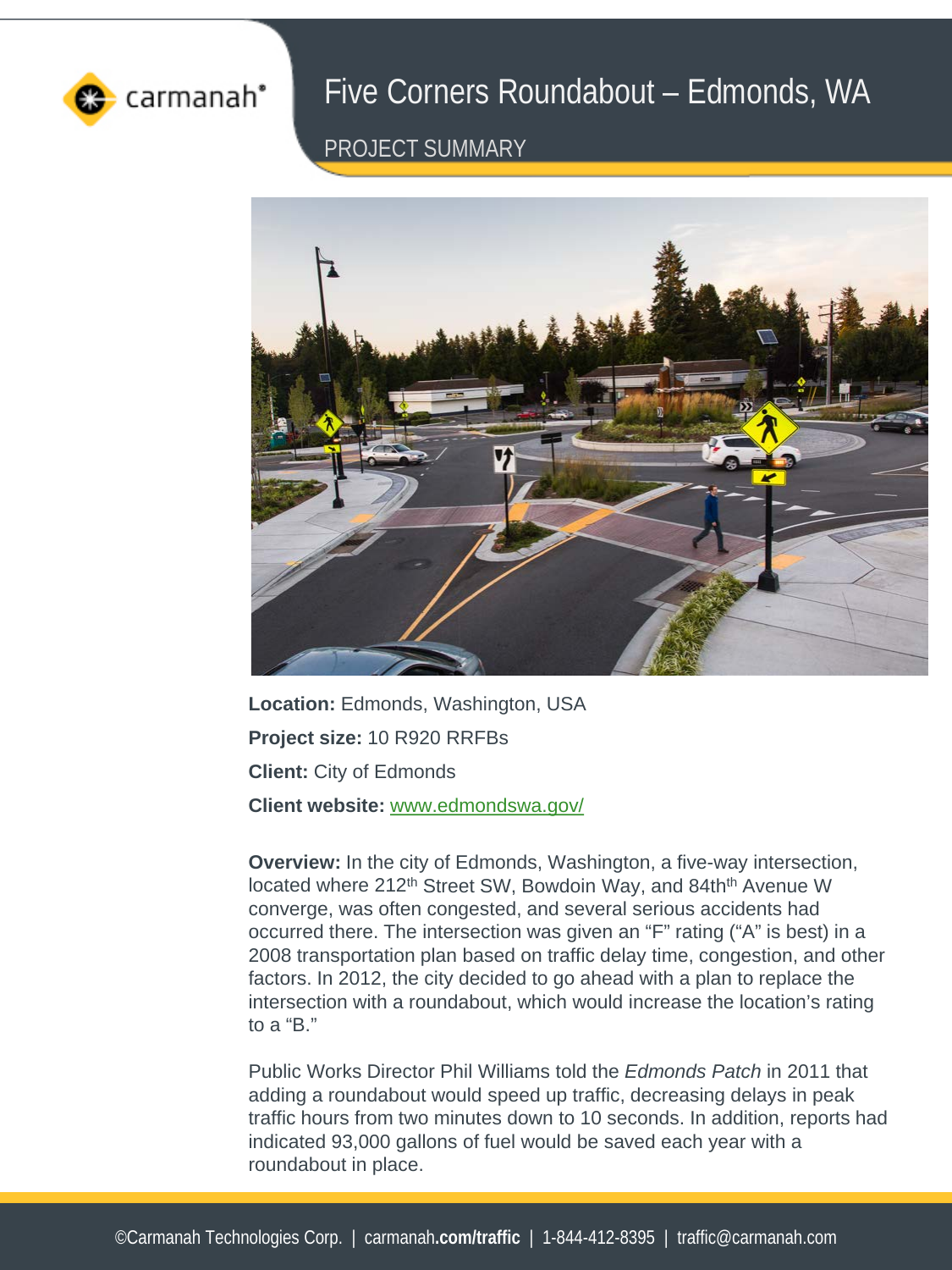# Five Corners Roundabout – Edmonds, WA

## PROJECT SUMMARY

**Location:** Edmonds, Washington, USA

**Project size:** 10 R920 RRFBs

**Client:** City of Edmonds

**Client website:** www.edmondswa.gov/

**Overview:** In the city of Edmonds, Washington, a five-way intersection, located where 212th Street SW, Bowdoin Way, and 84th Avenue W converge, was often congested, and several serious accidents had occurred there. The intersection was given an "F" rating ("A" is best) in a 2008 transportation plan based on traffic delay time, congestion, and other factors. In 2012, the city decided to go ahead with a plan to replace the intersection with a roundabout, which would increase the location's rating to a "B."

Public Works Director Phil Williams told the *Edmonds Patch* in 2011 that adding a roundabout would speed up traffic, decreasing delays in peak traffic hours from two minutes down to 10 seconds. In addition, reports had indicated 93,000 gallons of fuel would be saved each year with a roundabout in place.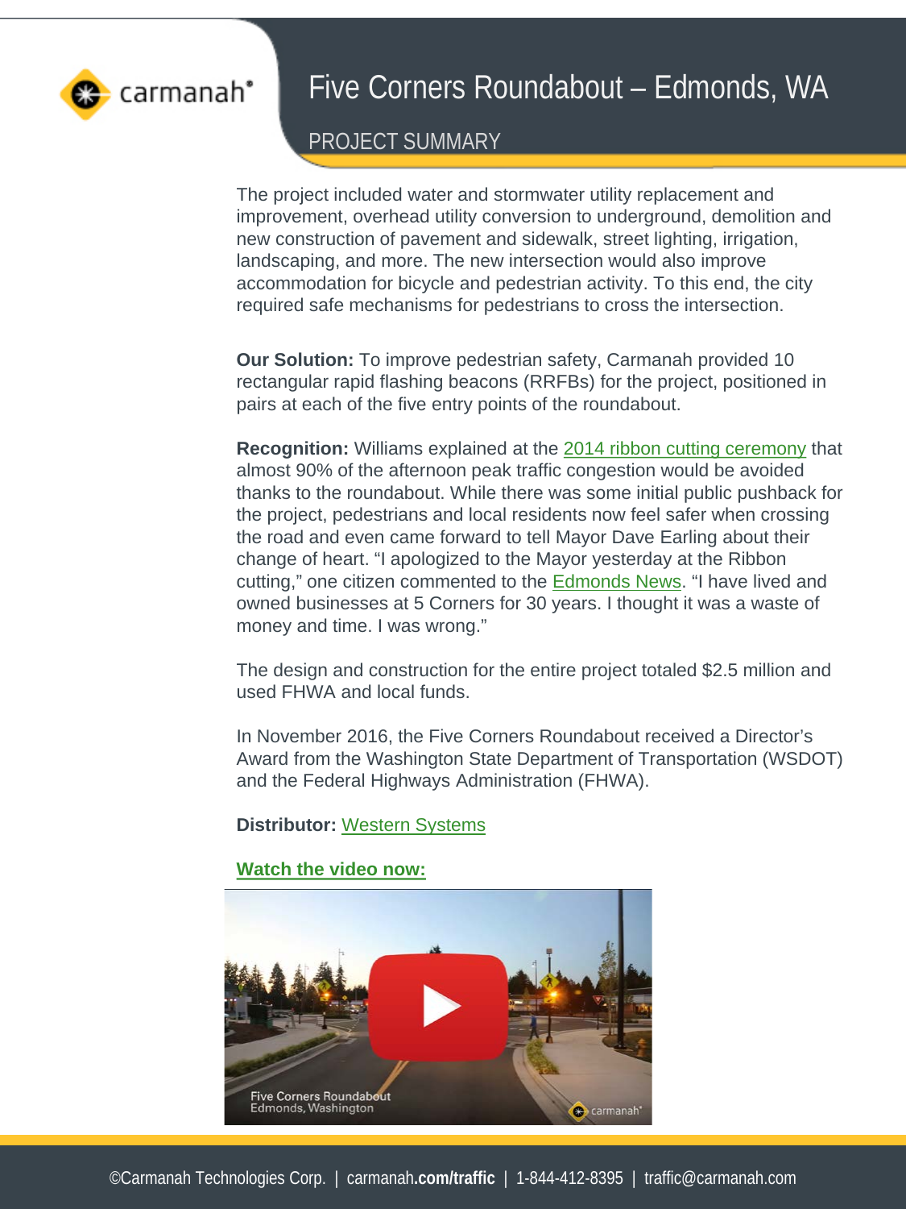# Five Corners Roundabout – Edmonds, WA

## PROJECT SUMMARY

The project included water and stormwater utility replacement and improvement, overhead utility conversion to underground, demolition and new construction of pavement and sidewalk, street lighting, irrigation, landscaping, and more. The new intersection would also improve accommodation for bicycle and pedestrian activity. To this end, the city required safe mechanisms for pedestrians to cross the intersection.

**Our Solution:** To improve pedestrian safety, Carmanah provided 10 rectangular rapid flashing beacons (RRFBs) for the project, positioned in pairs at each of the five entry points of the roundabout.

**Recognition:** Williams explained at the 2014 ribbon cutting ceremony that almost 90% of the afternoon peak traffic congestion would be avoided thanks to the roundabout. While there was some initial public pushback for the project, pedestrians and local residents now feel safer when crossing the road and even came forward to tell Mayor Dave Earling about their change of heart. "I apologized to the Mayor yesterday at the Ribbon cutting," one citizen commented to the Edmonds News. "I have lived and owned businesses at 5 Corners for 30 years. I thought it was a waste of money and time. I was wrong."

The design and construction for the entire project totaled $2.5 million and used FHWA and local funds.

In November 2016, the Five Corners Roundabout received a Director's Award from the Washington State Department of Transportation (WSDOT) and the Federal Highways Administration (FHWA).

**Distributor:** Western Systems

**Watch the video now:**

Five Corners Roundabout
Edmonds, Washington

©Carmanah Technologies Corp. | carmanah.com/traffic | 1-844-412-8395 | traffic@carmanah.com